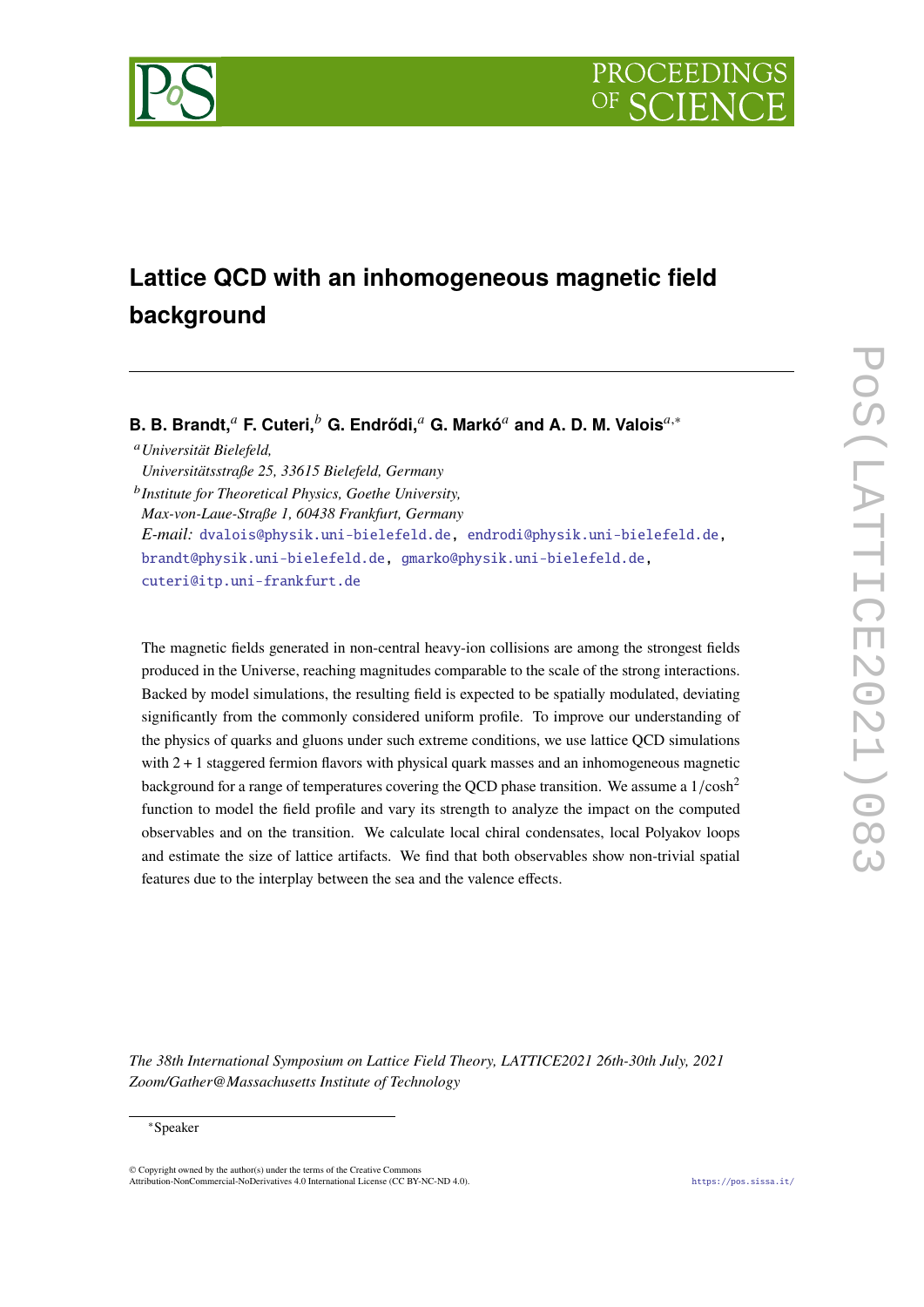# Lattice QCD with an inhomogeneous magnetic field background

**B. B. Brandt,**[a] **F. Cuteri,**[b] **G. Endrődi,**[a] **G. Markó**[a] **and A. D. M. Valois**[a,∗]

[a] *Universität Bielefeld, Universitätsstraße 25, 33615 Bielefeld, Germany*

[b] *Institute for Theoretical Physics, Goethe University, Max-von-Laue-Straße 1, 60438 Frankfurt, Germany*

*E-mail:* dvalois@physik.uni-bielefeld.de, endrodi@physik.uni-bielefeld.de, brandt@physik.uni-bielefeld.de, gmarko@physik.uni-bielefeld.de, cuteri@itp.uni-frankfurt.de

The magnetic fields generated in non-central heavy-ion collisions are among the strongest fields produced in the Universe, reaching magnitudes comparable to the scale of the strong interactions. Backed by model simulations, the resulting field is expected to be spatially modulated, deviating significantly from the commonly considered uniform profile. To improve our understanding of the physics of quarks and gluons under such extreme conditions, we use lattice QCD simulations with $2+1$ staggered fermion flavors with physical quark masses and an inhomogeneous magnetic background for a range of temperatures covering the QCD phase transition. We assume a $1/\cosh^2$ function to model the field profile and vary its strength to analyze the impact on the computed observables and on the transition. We calculate local chiral condensates, local Polyakov loops and estimate the size of lattice artifacts. We find that both observables show non-trivial spatial features due to the interplay between the sea and the valence effects.

*The 38th International Symposium on Lattice Field Theory, LATTICE2021 26th-30th July, 2021 Zoom/Gather@Massachusetts Institute of Technology*

∗Speaker

© Copyright owned by the author(s) under the terms of the Creative Commons Attribution-NonCommercial-NoDerivatives 4.0 International License (CC BY-NC-ND 4.0).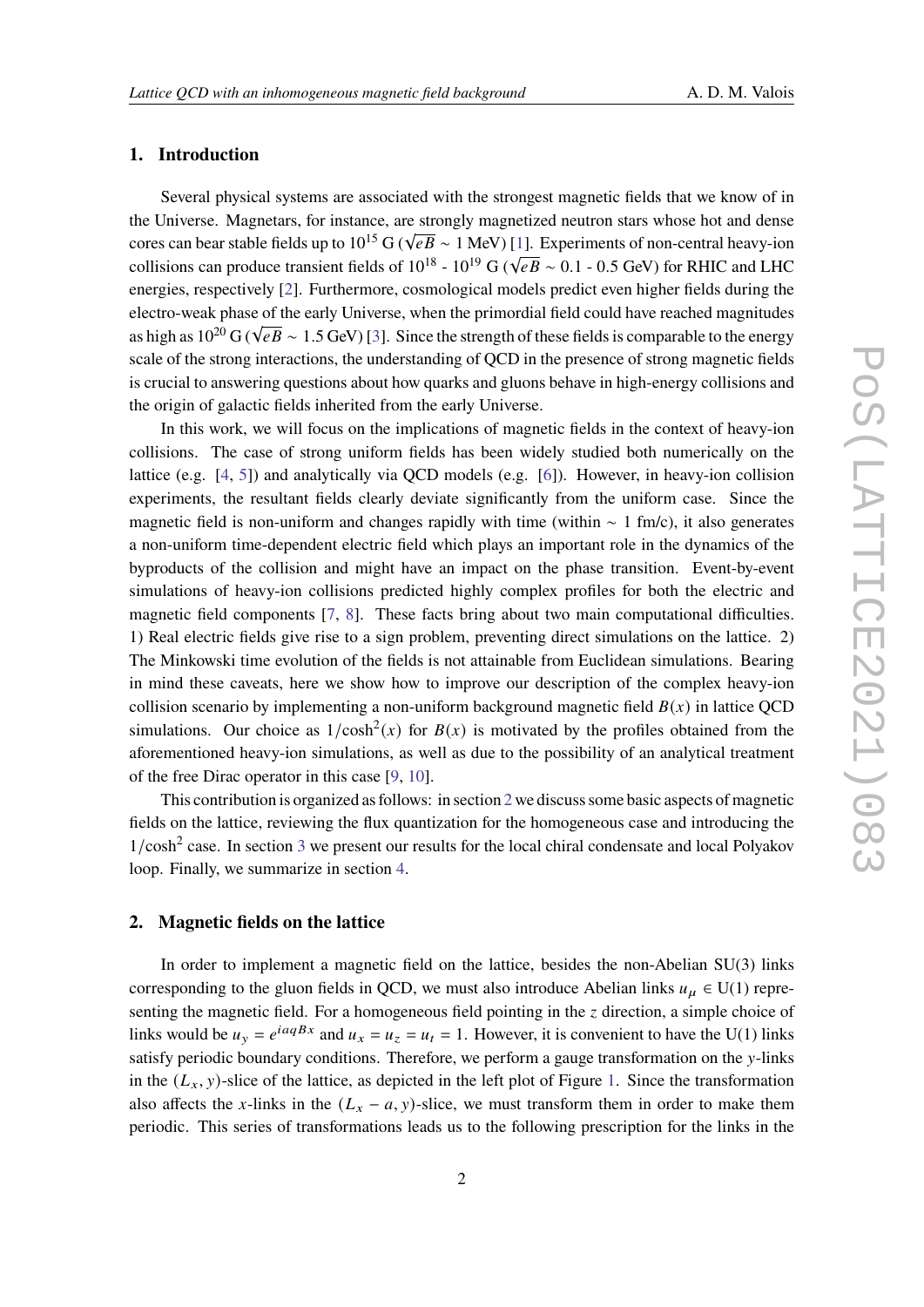## 1. Introduction

Several physical systems are associated with the strongest magnetic fields that we know of in the Universe. Magnetars, for instance, are strongly magnetized neutron stars whose hot and dense cores can bear stable fields up to $10^{15}$ G ($\sqrt{eB} \sim 1$ MeV) [1]. Experiments of non-central heavy-ion collisions can produce transient fields of $10^{18}$ - $10^{19}$ G ($\sqrt{eB} \sim 0.1$ - $0.5$ GeV) for RHIC and LHC energies, respectively [2]. Furthermore, cosmological models predict even higher fields during the electro-weak phase of the early Universe, when the primordial field could have reached magnitudes as high as $10^{20}$ G ($\sqrt{eB} \sim 1.5$ GeV) [3]. Since the strength of these fields is comparable to the energy scale of the strong interactions, the understanding of QCD in the presence of strong magnetic fields is crucial to answering questions about how quarks and gluons behave in high-energy collisions and the origin of galactic fields inherited from the early Universe.

In this work, we will focus on the implications of magnetic fields in the context of heavy-ion collisions. The case of strong uniform fields has been widely studied both numerically on the lattice (e.g. [4, 5]) and analytically via QCD models (e.g. [6]). However, in heavy-ion collision experiments, the resultant fields clearly deviate significantly from the uniform case. Since the magnetic field is non-uniform and changes rapidly with time (within $\sim 1$ fm/c), it also generates a non-uniform time-dependent electric field which plays an important role in the dynamics of the byproducts of the collision and might have an impact on the phase transition. Event-by-event simulations of heavy-ion collisions predicted highly complex profiles for both the electric and magnetic field components [7, 8]. These facts bring about two main computational difficulties. 1) Real electric fields give rise to a sign problem, preventing direct simulations on the lattice. 2) The Minkowski time evolution of the fields is not attainable from Euclidean simulations. Bearing in mind these caveats, here we show how to improve our description of the complex heavy-ion collision scenario by implementing a non-uniform background magnetic field $B(x)$ in lattice QCD simulations. Our choice as $1/\cosh^2(x)$ for $B(x)$ is motivated by the profiles obtained from the aforementioned heavy-ion simulations, as well as due to the possibility of an analytical treatment of the free Dirac operator in this case [9, 10].

This contribution is organized as follows: in section 2 we discuss some basic aspects of magnetic fields on the lattice, reviewing the flux quantization for the homogeneous case and introducing the $1/\cosh^2$ case. In section 3 we present our results for the local chiral condensate and local Polyakov loop. Finally, we summarize in section 4.

## 2. Magnetic fields on the lattice

In order to implement a magnetic field on the lattice, besides the non-Abelian SU(3) links corresponding to the gluon fields in QCD, we must also introduce Abelian links $u_\mu \in \mathrm{U}(1)$ representing the magnetic field. For a homogeneous field pointing in the $z$ direction, a simple choice of links would be $u_y = e^{iaqBx}$ and $u_x = u_z = u_t = 1$. However, it is convenient to have the U(1) links satisfy periodic boundary conditions. Therefore, we perform a gauge transformation on the $y$-links in the $(L_x, y)$-slice of the lattice, as depicted in the left plot of Figure 1. Since the transformation also affects the $x$-links in the $(L_x - a, y)$-slice, we must transform them in order to make them periodic. This series of transformations leads us to the following prescription for the links in the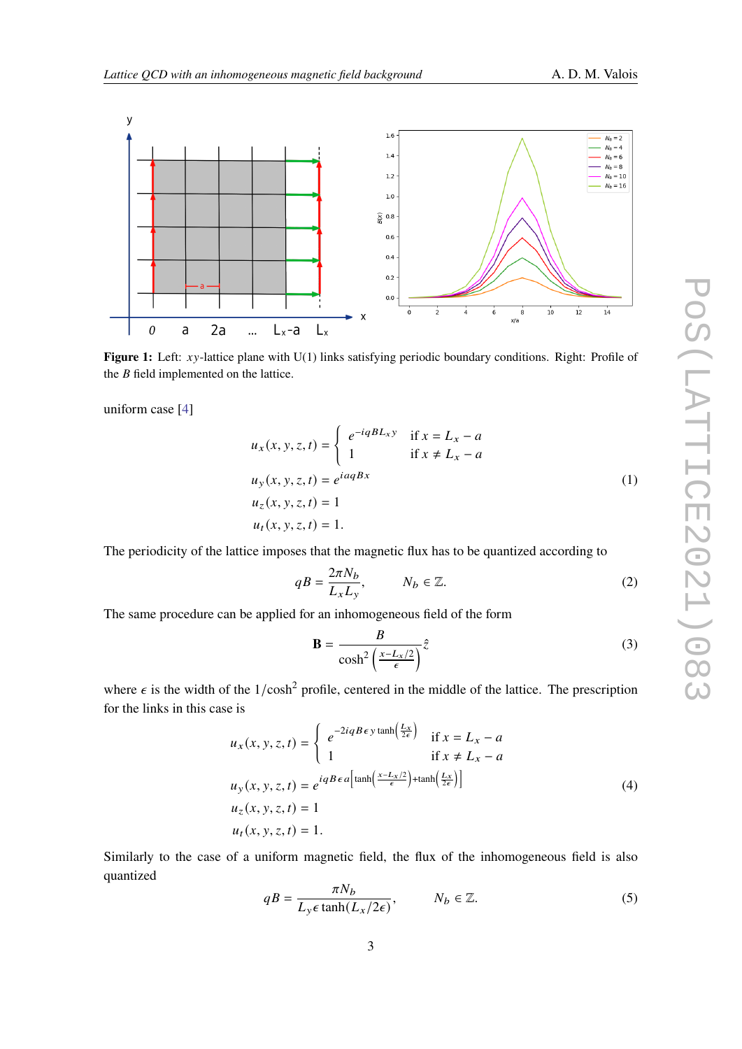**Figure 1:** Left: $xy$-lattice plane with U(1) links satisfying periodic boundary conditions. Right: Profile of the $B$ field implemented on the lattice.

uniform case [4]

$$
\begin{aligned}
u_x(x,y,z,t) &= \begin{cases} e^{-iqBL_x y} & \text{if } x = L_x - a \\ 1 & \text{if } x \neq L_x - a \end{cases} \\
u_y(x,y,z,t) &= e^{iaqBx} \\
u_z(x,y,z,t) &= 1 \\
u_t(x,y,z,t) &= 1.
\end{aligned}
\tag{1}
$$

The periodicity of the lattice imposes that the magnetic flux has to be quantized according to

$$
qB = \frac{2\pi N_b}{L_x L_y}, \qquad N_b \in \mathbb{Z}. \tag{2}
$$

The same procedure can be applied for an inhomogeneous field of the form

$$
\mathbf{B} = \frac{B}{\cosh^2\left(\frac{x - L_x/2}{\epsilon}\right)} \hat{z} \tag{3}
$$

where $\epsilon$ is the width of the $1/\cosh^2$ profile, centered in the middle of the lattice. The prescription for the links in this case is

$$
\begin{aligned}
u_x(x,y,z,t) &= \begin{cases} e^{-2iqB\epsilon\, y \tanh\left(\frac{L_x}{2\epsilon}\right)} & \text{if } x = L_x - a \\ 1 & \text{if } x \neq L_x - a \end{cases} \\
u_y(x,y,z,t) &= e^{iqB\epsilon a\left[\tanh\left(\frac{x - L_x/2}{\epsilon}\right) + \tanh\left(\frac{L_x}{2\epsilon}\right)\right]} \\
u_z(x,y,z,t) &= 1 \\
u_t(x,y,z,t) &= 1.
\end{aligned}
\tag{4}
$$

Similarly to the case of a uniform magnetic field, the flux of the inhomogeneous field is also quantized

$$
qB = \frac{\pi N_b}{L_y \epsilon \tanh(L_x/2\epsilon)}, \qquad N_b \in \mathbb{Z}. \tag{5}
$$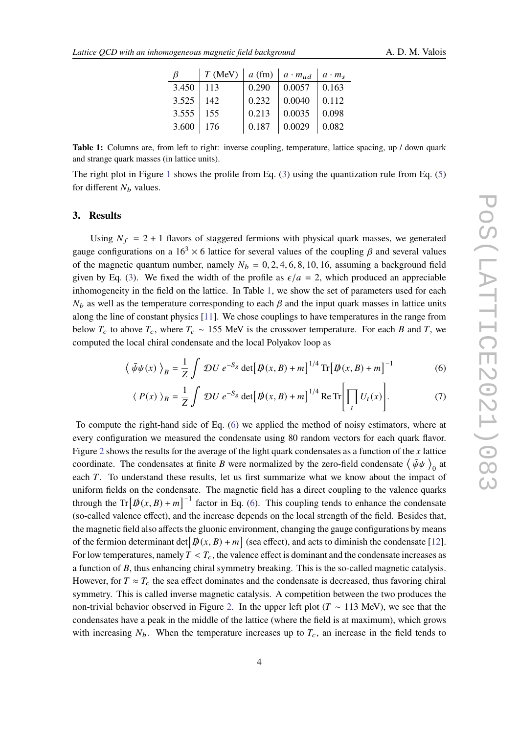| $\beta$ | $T$ (MeV) | $a$ (fm) | $a \cdot m_{ud}$ | $a \cdot m_s$ |
|---|---|---|---|---|
| 3.450 | 113 | 0.290 | 0.0057 | 0.163 |
| 3.525 | 142 | 0.232 | 0.0040 | 0.112 |
| 3.555 | 155 | 0.213 | 0.0035 | 0.098 |
| 3.600 | 176 | 0.187 | 0.0029 | 0.082 |

**Table 1:** Columns are, from left to right: inverse coupling, temperature, lattice spacing, up / down quark and strange quark masses (in lattice units).

The right plot in Figure 1 shows the profile from Eq. (3) using the quantization rule from Eq. (5) for different $N_b$ values.

## 3. Results

Using $N_f = 2 + 1$ flavors of staggered fermions with physical quark masses, we generated gauge configurations on a $16^3 \times 6$ lattice for several values of the coupling $\beta$ and several values of the magnetic quantum number, namely $N_b = 0, 2, 4, 6, 8, 10, 16$, assuming a background field given by Eq. (3). We fixed the width of the profile as $\epsilon/a = 2$, which produced an appreciable inhomogeneity in the field on the lattice. In Table 1, we show the set of parameters used for each $N_b$ as well as the temperature corresponding to each $\beta$ and the input quark masses in lattice units along the line of constant physics [11]. We chose couplings to have temperatures in the range from below $T_c$ to above $T_c$, where $T_c \sim 155$ MeV is the crossover temperature. For each $B$ and $T$, we computed the local chiral condensate and the local Polyakov loop as

$$\left\langle \bar{\psi}\psi(x) \right\rangle_B = \frac{1}{Z} \int \mathcal{D}U \, e^{-S_g} \det\left[\not{D}(x, B) + m\right]^{1/4} \mathrm{Tr}\left[\not{D}(x, B) + m\right]^{-1} \tag{6}$$

$$\langle P(x) \rangle_B = \frac{1}{Z} \int \mathcal{D}U \, e^{-S_g} \det\left[\not{D}(x, B) + m\right]^{1/4} \mathrm{Re}\,\mathrm{Tr}\left[\prod_t U_t(x)\right]. \tag{7}$$

To compute the right-hand side of Eq. (6) we applied the method of noisy estimators, where at every configuration we measured the condensate using 80 random vectors for each quark flavor. Figure 2 shows the results for the average of the light quark condensates as a function of the $x$ lattice coordinate. The condensates at finite $B$ were normalized by the zero-field condensate $\left\langle \bar{\psi}\psi \right\rangle_0$ at each $T$. To understand these results, let us first summarize what we know about the impact of uniform fields on the condensate. The magnetic field has a direct coupling to the valence quarks through the $\mathrm{Tr}\left[\not{D}(x, B) + m\right]^{-1}$ factor in Eq. (6). This coupling tends to enhance the condensate (so-called valence effect), and the increase depends on the local strength of the field. Besides that, the magnetic field also affects the gluonic environment, changing the gauge configurations by means of the fermion determinant $\det\left[\not{D}(x, B) + m\right]$ (sea effect), and acts to diminish the condensate [12]. For low temperatures, namely $T < T_c$, the valence effect is dominant and the condensate increases as a function of $B$, thus enhancing chiral symmetry breaking. This is the so-called magnetic catalysis. However, for $T \approx T_c$ the sea effect dominates and the condensate is decreased, thus favoring chiral symmetry. This is called inverse magnetic catalysis. A competition between the two produces the non-trivial behavior observed in Figure 2. In the upper left plot ($T \sim 113$ MeV), we see that the condensates have a peak in the middle of the lattice (where the field is at maximum), which grows with increasing $N_b$. When the temperature increases up to $T_c$, an increase in the field tends to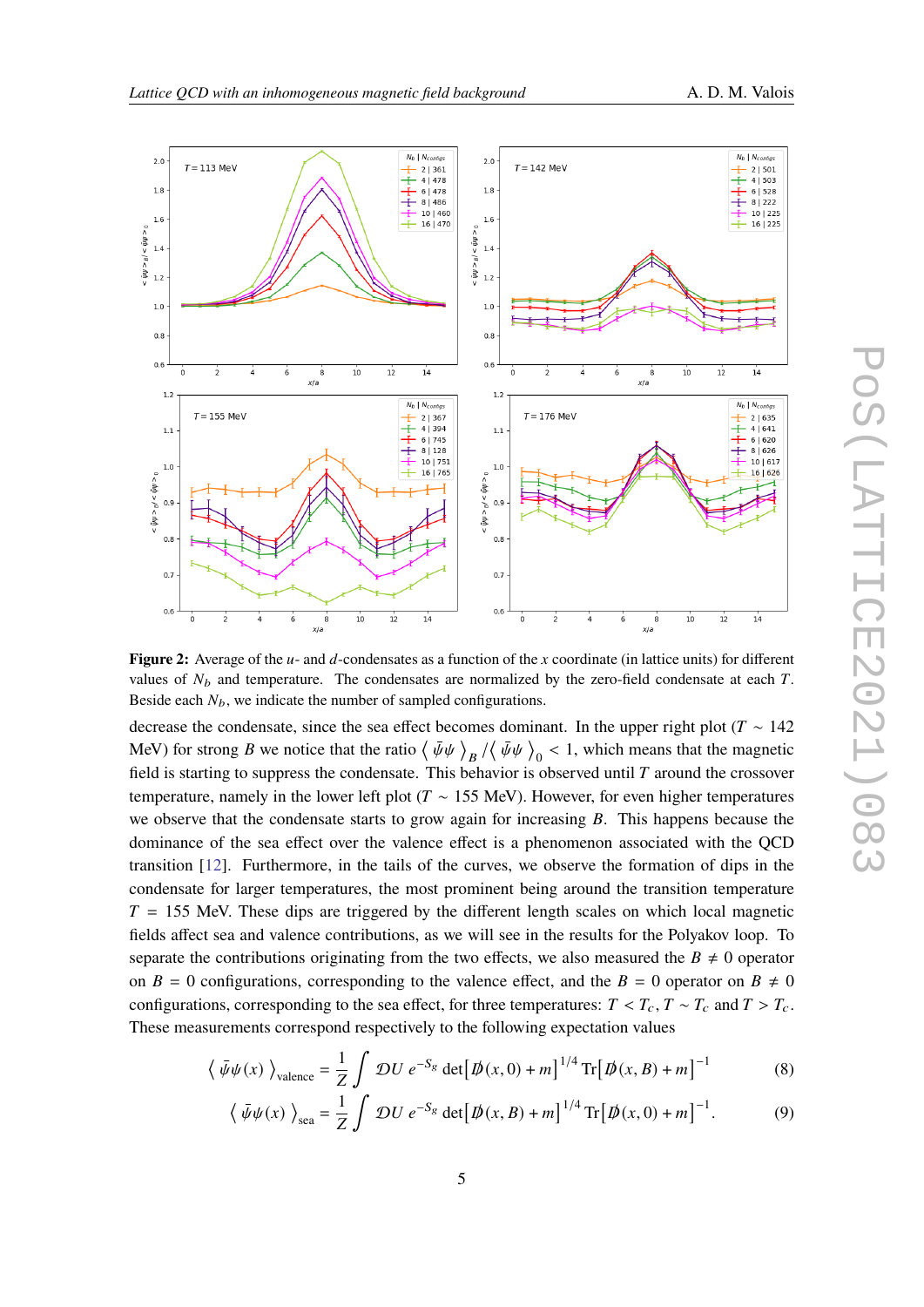**Figure 2:** Average of the $u$- and $d$-condensates as a function of the $x$ coordinate (in lattice units) for different values of $N_b$ and temperature. The condensates are normalized by the zero-field condensate at each $T$. Beside each $N_b$, we indicate the number of sampled configurations.

decrease the condensate, since the sea effect becomes dominant. In the upper right plot ($T \sim 142$ MeV) for strong $B$ we notice that the ratio $\langle \bar{\psi}\psi \rangle_B / \langle \bar{\psi}\psi \rangle_0 < 1$, which means that the magnetic field is starting to suppress the condensate. This behavior is observed until $T$ around the crossover temperature, namely in the lower left plot ($T \sim 155$ MeV). However, for even higher temperatures we observe that the condensate starts to grow again for increasing $B$. This happens because the dominance of the sea effect over the valence effect is a phenomenon associated with the QCD transition [12]. Furthermore, in the tails of the curves, we observe the formation of dips in the condensate for larger temperatures, the most prominent being around the transition temperature $T = 155$ MeV. These dips are triggered by the different length scales on which local magnetic fields affect sea and valence contributions, as we will see in the results for the Polyakov loop. To separate the contributions originating from the two effects, we also measured the $B \neq 0$ operator on $B = 0$ configurations, corresponding to the valence effect, and the $B = 0$ operator on $B \neq 0$ configurations, corresponding to the sea effect, for three temperatures: $T < T_c$, $T \sim T_c$ and $T > T_c$. These measurements correspond respectively to the following expectation values

$$\langle \bar{\psi}\psi(x) \rangle_{\text{valence}} = \frac{1}{Z} \int \mathcal{D}U \, e^{-S_g} \det\left[\not{D}(x,0) + m\right]^{1/4} \text{Tr}\left[\not{D}(x,B) + m\right]^{-1} \tag{8}$$

$$\langle \bar{\psi}\psi(x) \rangle_{\text{sea}} = \frac{1}{Z} \int \mathcal{D}U \, e^{-S_g} \det\left[\not{D}(x,B) + m\right]^{1/4} \text{Tr}\left[\not{D}(x,0) + m\right]^{-1}. \tag{9}$$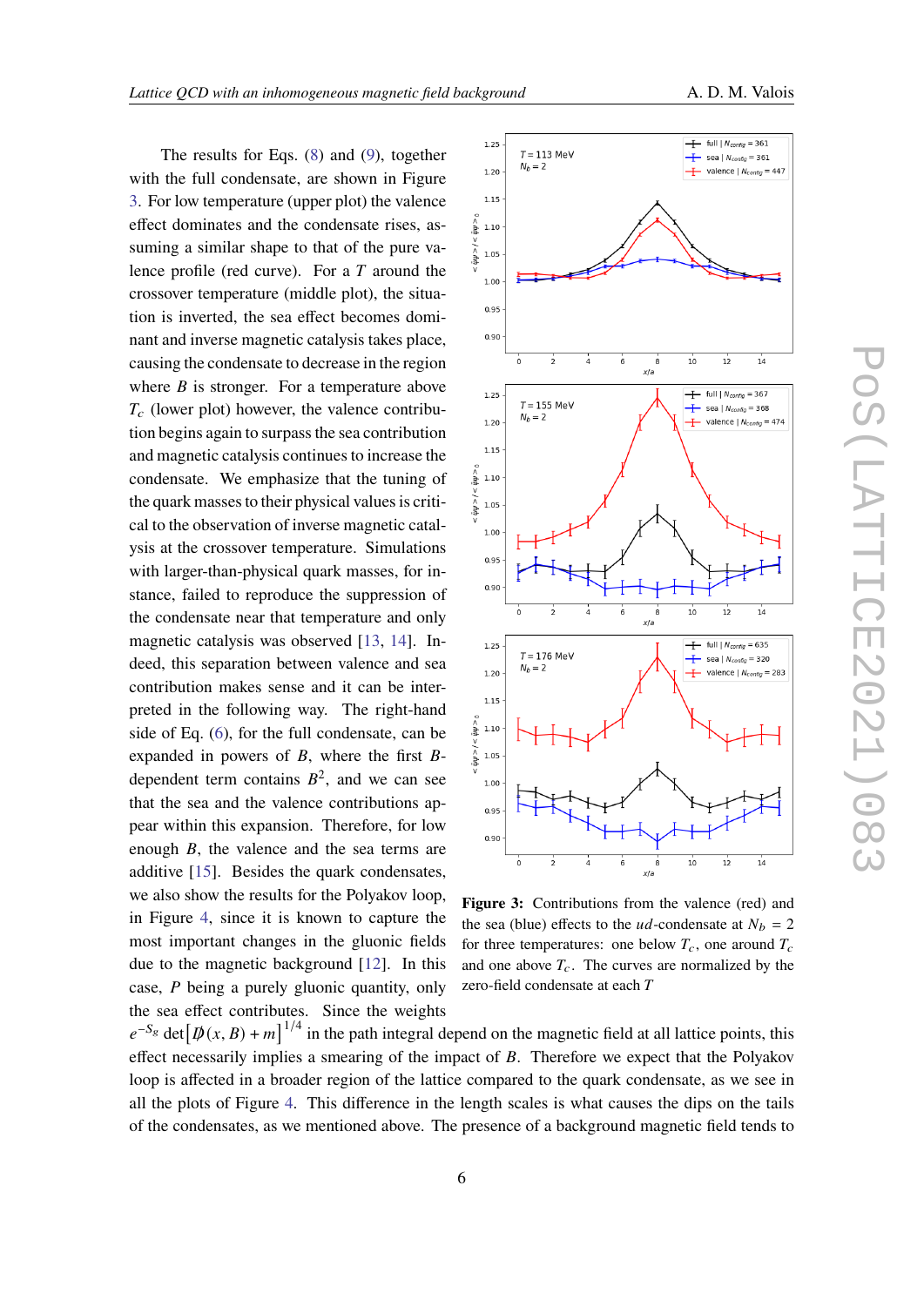The results for Eqs. (8) and (9), together with the full condensate, are shown in Figure 3. For low temperature (upper plot) the valence effect dominates and the condensate rises, assuming a similar shape to that of the pure valence profile (red curve). For a $T$ around the crossover temperature (middle plot), the situation is inverted, the sea effect becomes dominant and inverse magnetic catalysis takes place, causing the condensate to decrease in the region where $B$ is stronger. For a temperature above $T_c$ (lower plot) however, the valence contribution begins again to surpass the sea contribution and magnetic catalysis continues to increase the condensate. We emphasize that the tuning of the quark masses to their physical values is critical to the observation of inverse magnetic catalysis at the crossover temperature. Simulations with larger-than-physical quark masses, for instance, failed to reproduce the suppression of the condensate near that temperature and only magnetic catalysis was observed [13, 14]. Indeed, this separation between valence and sea contribution makes sense and it can be interpreted in the following way. The right-hand side of Eq. (6), for the full condensate, can be expanded in powers of $B$, where the first $B$-dependent term contains $B^2$, and we can see that the sea and the valence contributions appear within this expansion. Therefore, for low enough $B$, the valence and the sea terms are additive [15]. Besides the quark condensates, we also show the results for the Polyakov loop, in Figure 4, since it is known to capture the most important changes in the gluonic fields due to the magnetic background [12]. In this case, $P$ being a purely gluonic quantity, only the sea effect contributes. Since the weights $e^{-S_g} \det\left[\not{D}(x,B) + m\right]^{1/4}$ in the path integral depend on the magnetic field at all lattice points, this effect necessarily implies a smearing of the impact of $B$. Therefore we expect that the Polyakov loop is affected in a broader region of the lattice compared to the quark condensate, as we see in all the plots of Figure 4. This difference in the length scales is what causes the dips on the tails of the condensates, as we mentioned above. The presence of a background magnetic field tends to

**Figure 3:** Contributions from the valence (red) and the sea (blue) effects to the $ud$-condensate at $N_b = 2$ for three temperatures: one below $T_c$, one around $T_c$ and one above $T_c$. The curves are normalized by the zero-field condensate at each $T$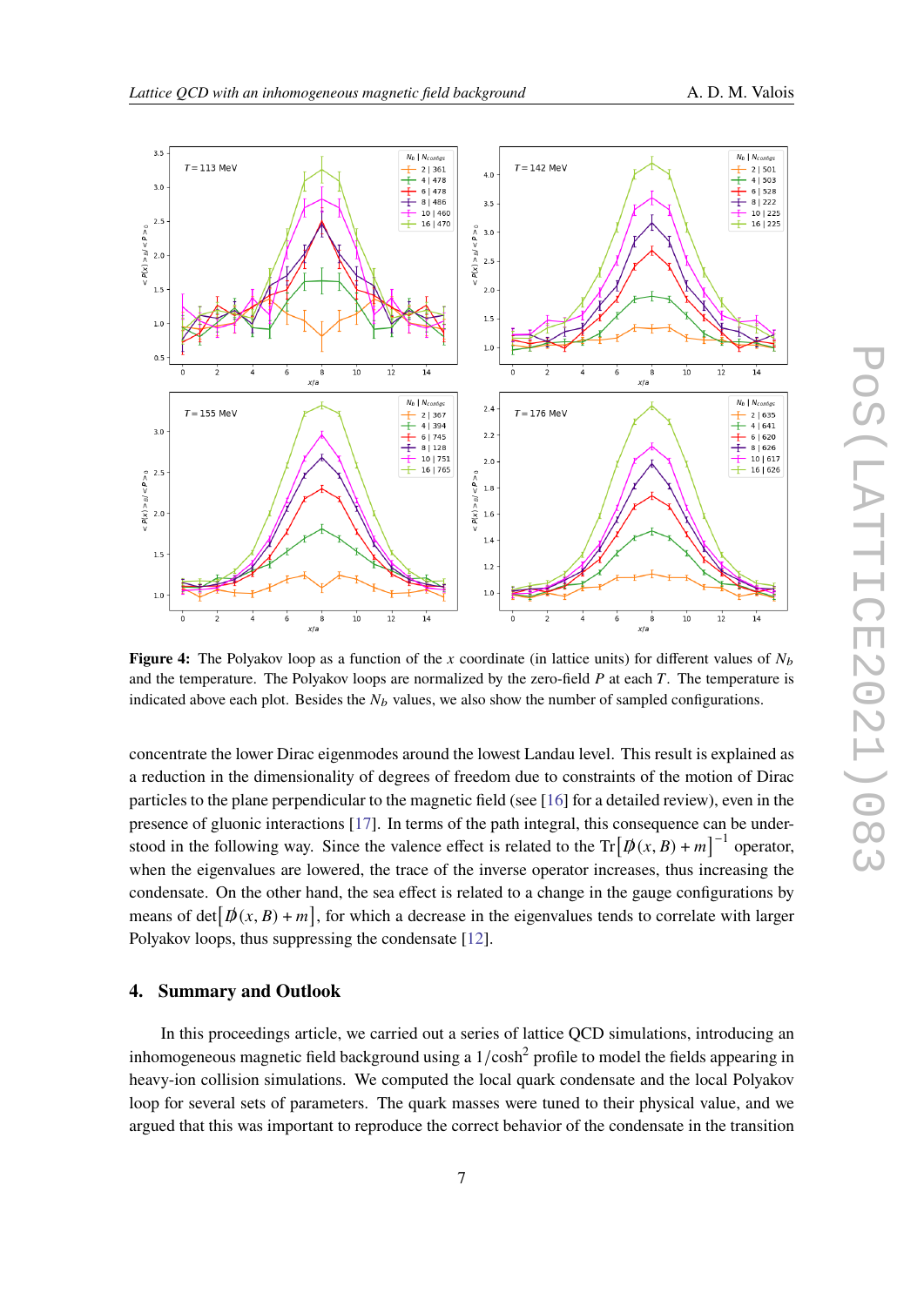**Figure 4:** The Polyakov loop as a function of the $x$ coordinate (in lattice units) for different values of $N_b$ and the temperature. The Polyakov loops are normalized by the zero-field $P$ at each $T$. The temperature is indicated above each plot. Besides the $N_b$ values, we also show the number of sampled configurations.

concentrate the lower Dirac eigenmodes around the lowest Landau level. This result is explained as a reduction in the dimensionality of degrees of freedom due to constraints of the motion of Dirac particles to the plane perpendicular to the magnetic field (see [16] for a detailed review), even in the presence of gluonic interactions [17]. In terms of the path integral, this consequence can be understood in the following way. Since the valence effect is related to the $\mathrm{Tr}\left[\not{D}(x,B)+m\right]^{-1}$ operator, when the eigenvalues are lowered, the trace of the inverse operator increases, thus increasing the condensate. On the other hand, the sea effect is related to a change in the gauge configurations by means of $\det\left[\not{D}(x,B)+m\right]$, for which a decrease in the eigenvalues tends to correlate with larger Polyakov loops, thus suppressing the condensate [12].

## 4. Summary and Outlook

In this proceedings article, we carried out a series of lattice QCD simulations, introducing an inhomogeneous magnetic field background using a $1/\cosh^2$ profile to model the fields appearing in heavy-ion collision simulations. We computed the local quark condensate and the local Polyakov loop for several sets of parameters. The quark masses were tuned to their physical value, and we argued that this was important to reproduce the correct behavior of the condensate in the transition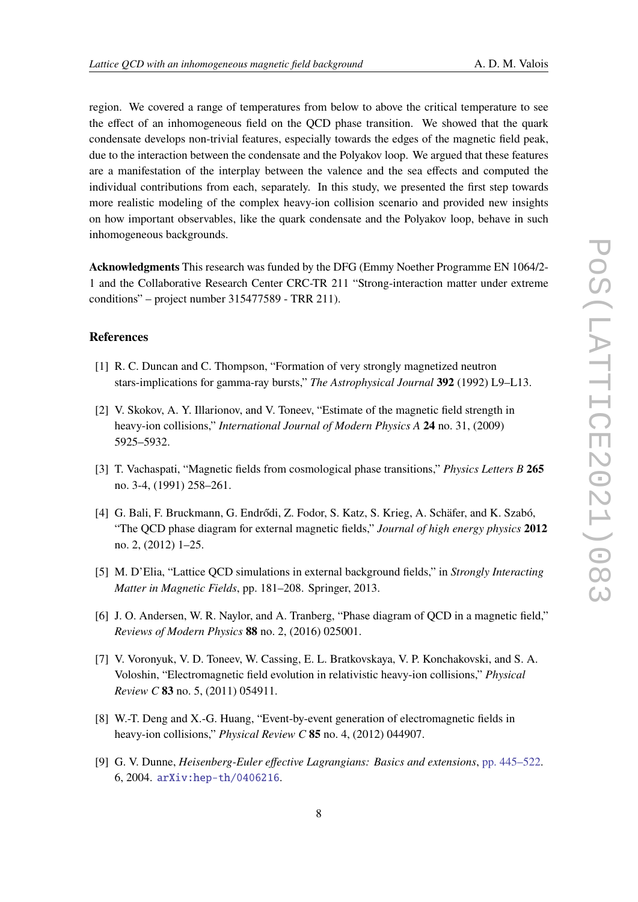region. We covered a range of temperatures from below to above the critical temperature to see the effect of an inhomogeneous field on the QCD phase transition. We showed that the quark condensate develops non-trivial features, especially towards the edges of the magnetic field peak, due to the interaction between the condensate and the Polyakov loop. We argued that these features are a manifestation of the interplay between the valence and the sea effects and computed the individual contributions from each, separately. In this study, we presented the first step towards more realistic modeling of the complex heavy-ion collision scenario and provided new insights on how important observables, like the quark condensate and the Polyakov loop, behave in such inhomogeneous backgrounds.

**Acknowledgments** This research was funded by the DFG (Emmy Noether Programme EN 1064/2-1 and the Collaborative Research Center CRC-TR 211 "Strong-interaction matter under extreme conditions" – project number 315477589 - TRR 211).

## References

[1] R. C. Duncan and C. Thompson, "Formation of very strongly magnetized neutron stars-implications for gamma-ray bursts," *The Astrophysical Journal* **392** (1992) L9–L13.

[2] V. Skokov, A. Y. Illarionov, and V. Toneev, "Estimate of the magnetic field strength in heavy-ion collisions," *International Journal of Modern Physics A* **24** no. 31, (2009) 5925–5932.

[3] T. Vachaspati, "Magnetic fields from cosmological phase transitions," *Physics Letters B* **265** no. 3-4, (1991) 258–261.

[4] G. Bali, F. Bruckmann, G. Endrődi, Z. Fodor, S. Katz, S. Krieg, A. Schäfer, and K. Szabó, "The QCD phase diagram for external magnetic fields," *Journal of high energy physics* **2012** no. 2, (2012) 1–25.

[5] M. D'Elia, "Lattice QCD simulations in external background fields," in *Strongly Interacting Matter in Magnetic Fields*, pp. 181–208. Springer, 2013.

[6] J. O. Andersen, W. R. Naylor, and A. Tranberg, "Phase diagram of QCD in a magnetic field," *Reviews of Modern Physics* **88** no. 2, (2016) 025001.

[7] V. Voronyuk, V. D. Toneev, W. Cassing, E. L. Bratkovskaya, V. P. Konchakovski, and S. A. Voloshin, "Electromagnetic field evolution in relativistic heavy-ion collisions," *Physical Review C* **83** no. 5, (2011) 054911.

[8] W.-T. Deng and X.-G. Huang, "Event-by-event generation of electromagnetic fields in heavy-ion collisions," *Physical Review C* **85** no. 4, (2012) 044907.

[9] G. V. Dunne, *Heisenberg-Euler effective Lagrangians: Basics and extensions*, pp. 445–522. 6, 2004. arXiv:hep-th/0406216.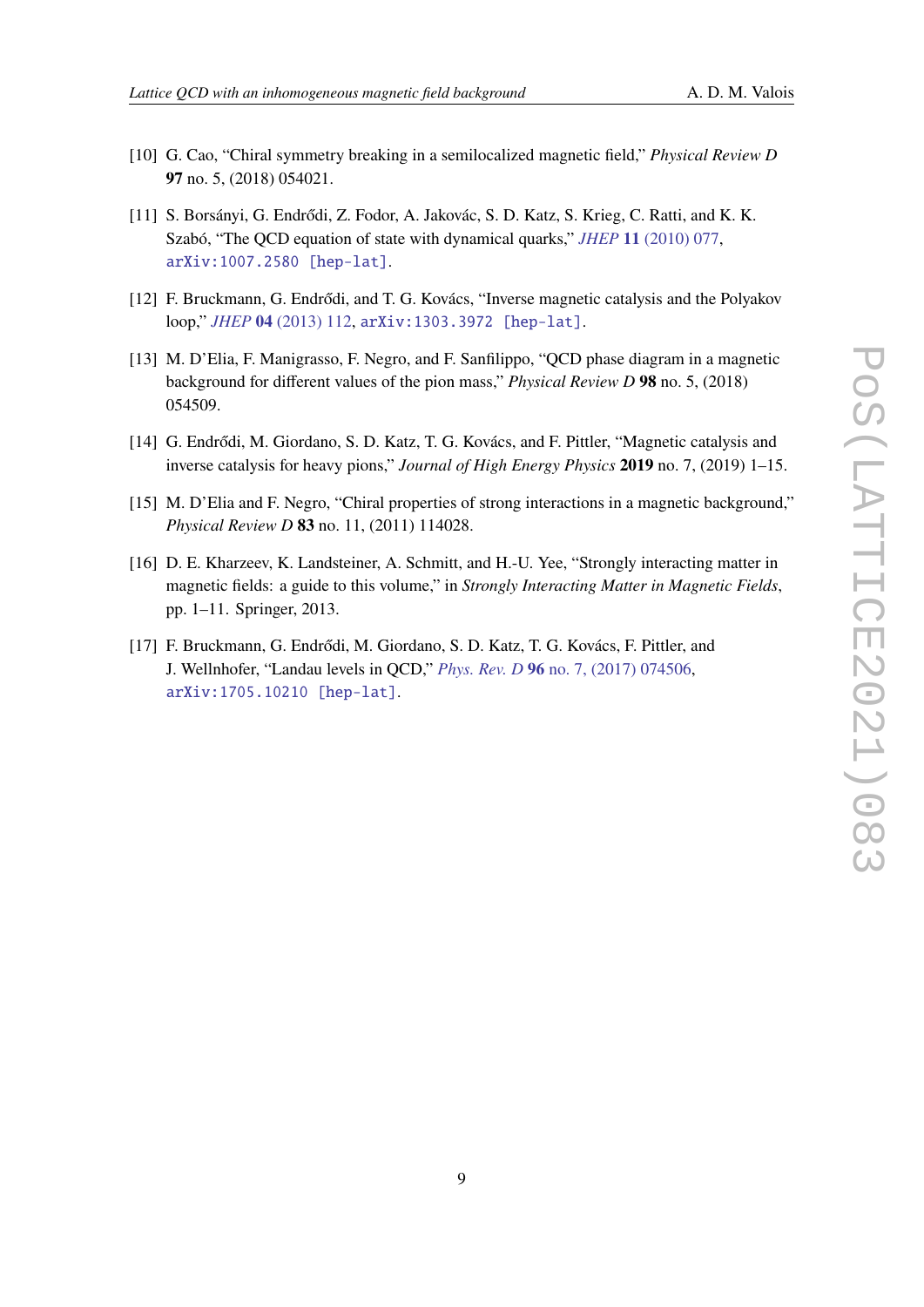[10] G. Cao, “Chiral symmetry breaking in a semilocalized magnetic field,” *Physical Review D* **97** no. 5, (2018) 054021.

[11] S. Borsányi, G. Endrődi, Z. Fodor, A. Jakovác, S. D. Katz, S. Krieg, C. Ratti, and K. K. Szabó, “The QCD equation of state with dynamical quarks,” *JHEP* **11** (2010) 077, arXiv:1007.2580 [hep-lat].

[12] F. Bruckmann, G. Endrődi, and T. G. Kovács, “Inverse magnetic catalysis and the Polyakov loop,” *JHEP* **04** (2013) 112, arXiv:1303.3972 [hep-lat].

[13] M. D’Elia, F. Manigrasso, F. Negro, and F. Sanfilippo, “QCD phase diagram in a magnetic background for different values of the pion mass,” *Physical Review D* **98** no. 5, (2018) 054509.

[14] G. Endrődi, M. Giordano, S. D. Katz, T. G. Kovács, and F. Pittler, “Magnetic catalysis and inverse catalysis for heavy pions,” *Journal of High Energy Physics* **2019** no. 7, (2019) 1–15.

[15] M. D’Elia and F. Negro, “Chiral properties of strong interactions in a magnetic background,” *Physical Review D* **83** no. 11, (2011) 114028.

[16] D. E. Kharzeev, K. Landsteiner, A. Schmitt, and H.-U. Yee, “Strongly interacting matter in magnetic fields: a guide to this volume,” in *Strongly Interacting Matter in Magnetic Fields*, pp. 1–11. Springer, 2013.

[17] F. Bruckmann, G. Endrődi, M. Giordano, S. D. Katz, T. G. Kovács, F. Pittler, and J. Wellnhofer, “Landau levels in QCD,” *Phys. Rev. D* **96** no. 7, (2017) 074506, arXiv:1705.10210 [hep-lat].